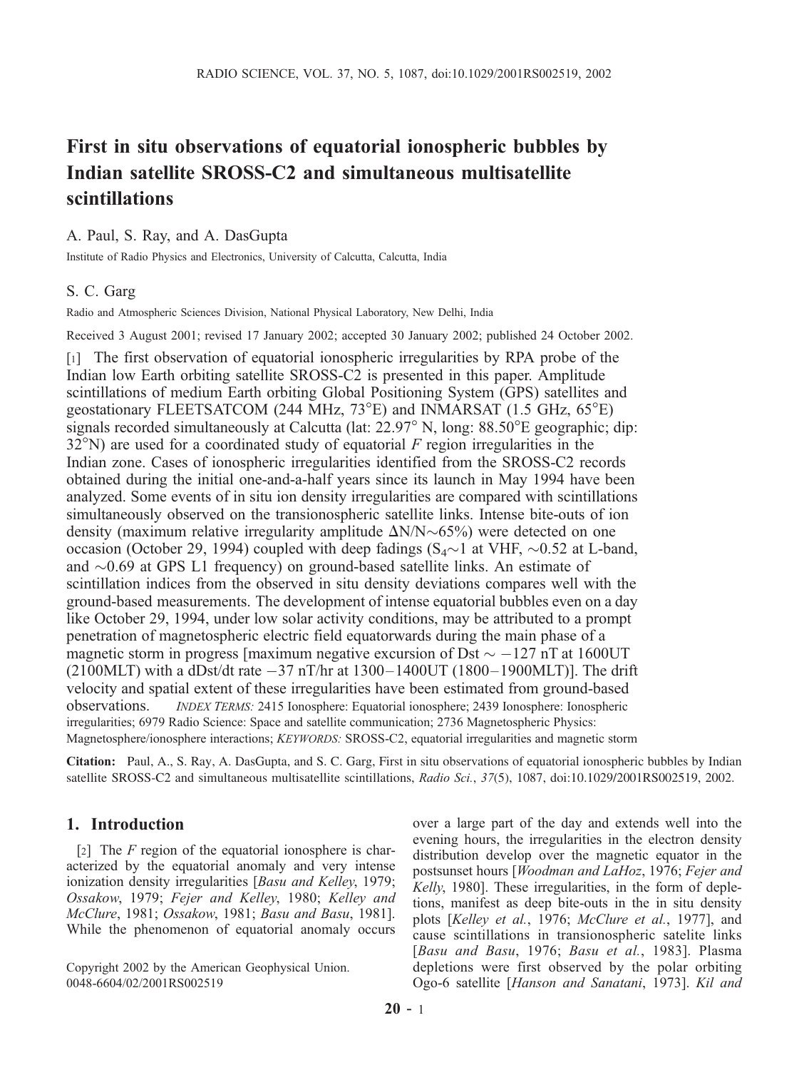# First in situ observations of equatorial ionospheric bubbles by Indian satellite SROSS-C2 and simultaneous multisatellite scintillations

A. Paul, S. Ray, and A. DasGupta

Institute of Radio Physics and Electronics, University of Calcutta, Calcutta, India

S. C. Garg

Radio and Atmospheric Sciences Division, National Physical Laboratory, New Delhi, India

Received 3 August 2001; revised 17 January 2002; accepted 30 January 2002; published 24 October 2002.

[1] The first observation of equatorial ionospheric irregularities by RPA probe of the Indian low Earth orbiting satellite SROSS-C2 is presented in this paper. Amplitude scintillations of medium Earth orbiting Global Positioning System (GPS) satellites and geostationary FLEETSATCOM (244 MHz, 73°E) and INMARSAT (1.5 GHz, 65°E) signals recorded simultaneously at Calcutta (lat: 22.97° N, long: 88.50°E geographic; dip: 32°N) are used for a coordinated study of equatorial *F* region irregularities in the Indian zone. Cases of ionospheric irregularities identified from the SROSS-C2 records obtained during the initial one-and-a-half years since its launch in May 1994 have been analyzed. Some events of in situ ion density irregularities are compared with scintillations simultaneously observed on the transionospheric satellite links. Intense bite-outs of ion density (maximum relative irregularity amplitude $\Delta N/N \sim 65\%$) were detected on one occasion (October 29, 1994) coupled with deep fadings ($S_4 \sim 1$ at VHF, $\sim 0.52$ at L-band, and $\sim 0.69$ at GPS L1 frequency) on ground-based satellite links. An estimate of scintillation indices from the observed in situ density deviations compares well with the ground-based measurements. The development of intense equatorial bubbles even on a day like October 29, 1994, under low solar activity conditions, may be attributed to a prompt penetration of magnetospheric electric field equatorwards during the main phase of a magnetic storm in progress [maximum negative excursion of Dst $\sim -127$ nT at 1600UT (2100MLT) with a dDst/dt rate $-37$ nT/hr at 1300–1400UT (1800–1900MLT)]. The drift velocity and spatial extent of these irregularities have been estimated from ground-based observations. *INDEX TERMS:* 2415 Ionosphere: Equatorial ionosphere; 2439 Ionosphere: Ionospheric irregularities; 6979 Radio Science: Space and satellite communication; 2736 Magnetospheric Physics: Magnetosphere/ionosphere interactions; *KEYWORDS:* SROSS-C2, equatorial irregularities and magnetic storm

**Citation:** Paul, A., S. Ray, A. DasGupta, and S. C. Garg, First in situ observations of equatorial ionospheric bubbles by Indian satellite SROSS-C2 and simultaneous multisatellite scintillations, *Radio Sci.*, *37*(5), 1087, doi:10.1029/2001RS002519, 2002.

## 1. Introduction

[2] The *F* region of the equatorial ionosphere is characterized by the equatorial anomaly and very intense ionization density irregularities [*Basu and Kelley*, 1979; *Ossakow*, 1979; *Fejer and Kelley*, 1980; *Kelley and McClure*, 1981; *Ossakow*, 1981; *Basu and Basu*, 1981]. While the phenomenon of equatorial anomaly occurs over a large part of the day and extends well into the evening hours, the irregularities in the electron density distribution develop over the magnetic equator in the postsunset hours [*Woodman and LaHoz*, 1976; *Fejer and Kelly*, 1980]. These irregularities, in the form of depletions, manifest as deep bite-outs in the in situ density plots [*Kelley et al.*, 1976; *McClure et al.*, 1977], and cause scintillations in transionospheric satelite links [*Basu and Basu*, 1976; *Basu et al.*, 1983]. Plasma depletions were first observed by the polar orbiting Ogo-6 satellite [*Hanson and Sanatani*, 1973]. *Kil and*

Copyright 2002 by the American Geophysical Union.
0048-6604/02/2001RS002519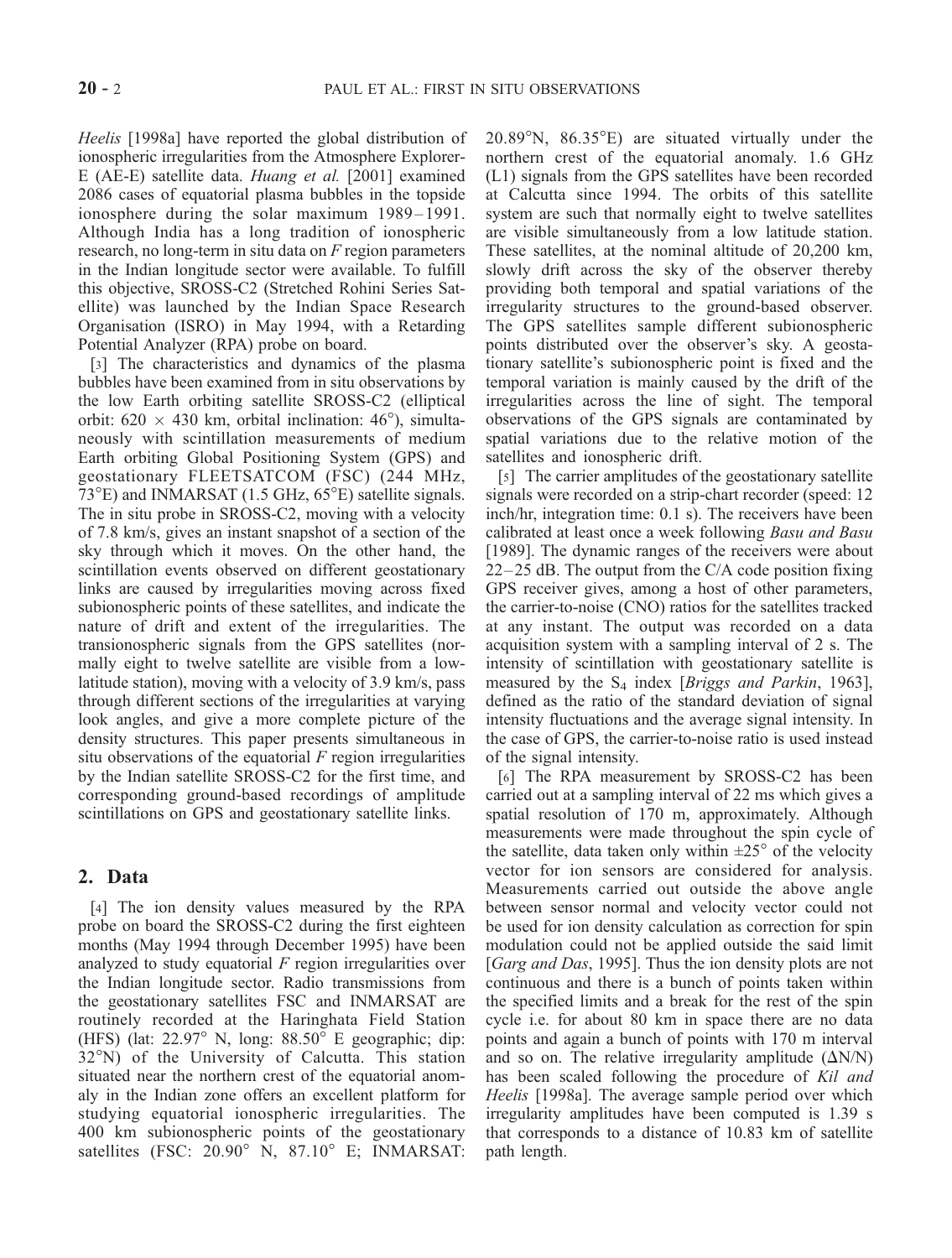*Heelis* [1998a] have reported the global distribution of ionospheric irregularities from the Atmosphere Explorer-E (AE-E) satellite data. *Huang et al.* [2001] examined 2086 cases of equatorial plasma bubbles in the topside ionosphere during the solar maximum 1989–1991. Although India has a long tradition of ionospheric research, no long-term in situ data on *F* region parameters in the Indian longitude sector were available. To fulfill this objective, SROSS-C2 (Stretched Rohini Series Satellite) was launched by the Indian Space Research Organisation (ISRO) in May 1994, with a Retarding Potential Analyzer (RPA) probe on board.

[3] The characteristics and dynamics of the plasma bubbles have been examined from in situ observations by the low Earth orbiting satellite SROSS-C2 (elliptical orbit: 620 × 430 km, orbital inclination: 46°), simultaneously with scintillation measurements of medium Earth orbiting Global Positioning System (GPS) and geostationary FLEETSATCOM (FSC) (244 MHz, 73°E) and INMARSAT (1.5 GHz, 65°E) satellite signals. The in situ probe in SROSS-C2, moving with a velocity of 7.8 km/s, gives an instant snapshot of a section of the sky through which it moves. On the other hand, the scintillation events observed on different geostationary links are caused by irregularities moving across fixed subionospheric points of these satellites, and indicate the nature of drift and extent of the irregularities. The transionospheric signals from the GPS satellites (normally eight to twelve satellite are visible from a low-latitude station), moving with a velocity of 3.9 km/s, pass through different sections of the irregularities at varying look angles, and give a more complete picture of the density structures. This paper presents simultaneous in situ observations of the equatorial *F* region irregularities by the Indian satellite SROSS-C2 for the first time, and corresponding ground-based recordings of amplitude scintillations on GPS and geostationary satellite links.

## 2. Data

[4] The ion density values measured by the RPA probe on board the SROSS-C2 during the first eighteen months (May 1994 through December 1995) have been analyzed to study equatorial *F* region irregularities over the Indian longitude sector. Radio transmissions from the geostationary satellites FSC and INMARSAT are routinely recorded at the Haringhata Field Station (HFS) (lat: 22.97° N, long: 88.50° E geographic; dip: 32°N) of the University of Calcutta. This station situated near the northern crest of the equatorial anomaly in the Indian zone offers an excellent platform for studying equatorial ionospheric irregularities. The 400 km subionospheric points of the geostationary satellites (FSC: 20.90° N, 87.10° E; INMARSAT: 20.89°N, 86.35°E) are situated virtually under the northern crest of the equatorial anomaly. 1.6 GHz (L1) signals from the GPS satellites have been recorded at Calcutta since 1994. The orbits of this satellite system are such that normally eight to twelve satellites are visible simultaneously from a low latitude station. These satellites, at the nominal altitude of 20,200 km, slowly drift across the sky of the observer thereby providing both temporal and spatial variations of the irregularity structures to the ground-based observer. The GPS satellites sample different subionospheric points distributed over the observer's sky. A geostationary satellite's subionospheric point is fixed and the temporal variation is mainly caused by the drift of the irregularities across the line of sight. The temporal observations of the GPS signals are contaminated by spatial variations due to the relative motion of the satellites and ionospheric drift.

[5] The carrier amplitudes of the geostationary satellite signals were recorded on a strip-chart recorder (speed: 12 inch/hr, integration time: 0.1 s). The receivers have been calibrated at least once a week following *Basu and Basu* [1989]. The dynamic ranges of the receivers were about 22–25 dB. The output from the C/A code position fixing GPS receiver gives, among a host of other parameters, the carrier-to-noise (CNO) ratios for the satellites tracked at any instant. The output was recorded on a data acquisition system with a sampling interval of 2 s. The intensity of scintillation with geostationary satellite is measured by the $S_4$ index [*Briggs and Parkin*, 1963], defined as the ratio of the standard deviation of signal intensity fluctuations and the average signal intensity. In the case of GPS, the carrier-to-noise ratio is used instead of the signal intensity.

[6] The RPA measurement by SROSS-C2 has been carried out at a sampling interval of 22 ms which gives a spatial resolution of 170 m, approximately. Although measurements were made throughout the spin cycle of the satellite, data taken only within ±25° of the velocity vector for ion sensors are considered for analysis. Measurements carried out outside the above angle between sensor normal and velocity vector could not be used for ion density calculation as correction for spin modulation could not be applied outside the said limit [*Garg and Das*, 1995]. Thus the ion density plots are not continuous and there is a bunch of points taken within the specified limits and a break for the rest of the spin cycle i.e. for about 80 km in space there are no data points and again a bunch of points with 170 m interval and so on. The relative irregularity amplitude ($\Delta$N/N) has been scaled following the procedure of *Kil and Heelis* [1998a]. The average sample period over which irregularity amplitudes have been computed is 1.39 s that corresponds to a distance of 10.83 km of satellite path length.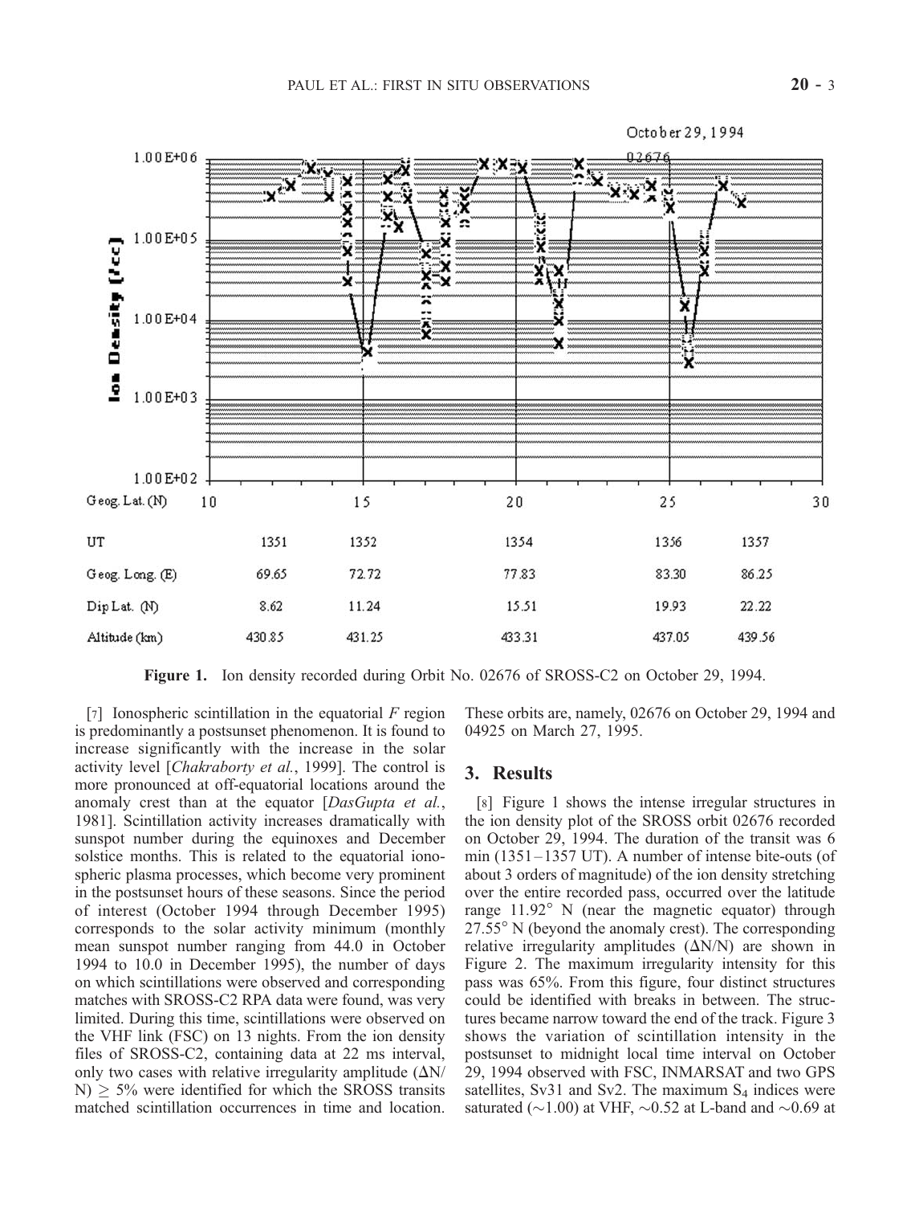Figure 1. Ion density recorded during Orbit No. 02676 of SROSS-C2 on October 29, 1994.

[7] Ionospheric scintillation in the equatorial *F* region is predominantly a postsunset phenomenon. It is found to increase significantly with the increase in the solar activity level [*Chakraborty et al.*, 1999]. The control is more pronounced at off-equatorial locations around the anomaly crest than at the equator [*DasGupta et al.*, 1981]. Scintillation activity increases dramatically with sunspot number during the equinoxes and December solstice months. This is related to the equatorial ionospheric plasma processes, which become very prominent in the postsunset hours of these seasons. Since the period of interest (October 1994 through December 1995) corresponds to the solar activity minimum (monthly mean sunspot number ranging from 44.0 in October 1994 to 10.0 in December 1995), the number of days on which scintillations were observed and corresponding matches with SROSS-C2 RPA data were found, was very limited. During this time, scintillations were observed on the VHF link (FSC) on 13 nights. From the ion density files of SROSS-C2, containing data at 22 ms interval, only two cases with relative irregularity amplitude ($\Delta N/N$) $\geq$ 5% were identified for which the SROSS transits matched scintillation occurrences in time and location. These orbits are, namely, 02676 on October 29, 1994 and 04925 on March 27, 1995.

## 3. Results

[8] Figure 1 shows the intense irregular structures in the ion density plot of the SROSS orbit 02676 recorded on October 29, 1994. The duration of the transit was 6 min (1351–1357 UT). A number of intense bite-outs (of about 3 orders of magnitude) of the ion density stretching over the entire recorded pass, occurred over the latitude range 11.92° N (near the magnetic equator) through 27.55° N (beyond the anomaly crest). The corresponding relative irregularity amplitudes ($\Delta N/N$) are shown in Figure 2. The maximum irregularity intensity for this pass was 65%. From this figure, four distinct structures could be identified with breaks in between. The structures became narrow toward the end of the track. Figure 3 shows the variation of scintillation intensity in the postsunset to midnight local time interval on October 29, 1994 observed with FSC, INMARSAT and two GPS satellites, Sv31 and Sv2. The maximum $S_4$ indices were saturated (~1.00) at VHF, ~0.52 at L-band and ~0.69 at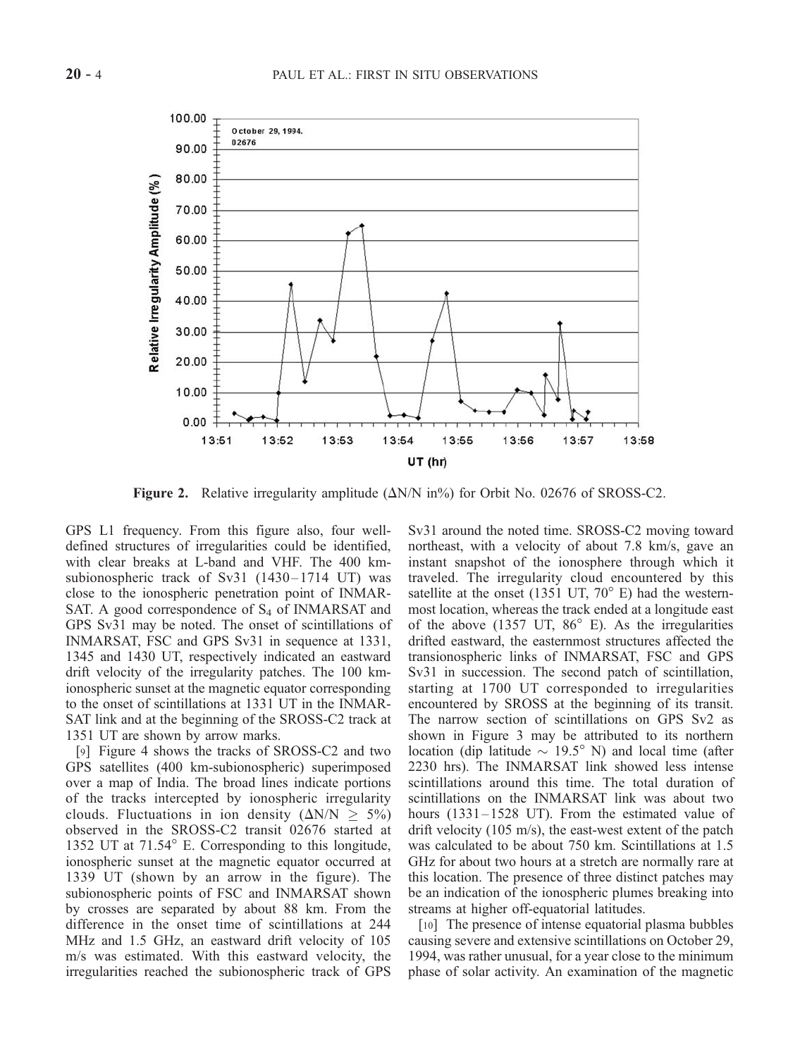**Figure 2.** Relative irregularity amplitude (ΔN/N in%) for Orbit No. 02676 of SROSS-C2.

GPS L1 frequency. From this figure also, four well-defined structures of irregularities could be identified, with clear breaks at L-band and VHF. The 400 km-subionospheric track of Sv31 (1430–1714 UT) was close to the ionospheric penetration point of INMARSAT. A good correspondence of $S_4$ of INMARSAT and GPS Sv31 may be noted. The onset of scintillations of INMARSAT, FSC and GPS Sv31 in sequence at 1331, 1345 and 1430 UT, respectively indicated an eastward drift velocity of the irregularity patches. The 100 km-ionospheric sunset at the magnetic equator corresponding to the onset of scintillations at 1331 UT in the INMARSAT link and at the beginning of the SROSS-C2 track at 1351 UT are shown by arrow marks.

[9] Figure 4 shows the tracks of SROSS-C2 and two GPS satellites (400 km-subionospheric) superimposed over a map of India. The broad lines indicate portions of the tracks intercepted by ionospheric irregularity clouds. Fluctuations in ion density ($\Delta N/N \geq 5\%$) observed in the SROSS-C2 transit 02676 started at 1352 UT at 71.54° E. Corresponding to this longitude, ionospheric sunset at the magnetic equator occurred at 1339 UT (shown by an arrow in the figure). The subionospheric points of FSC and INMARSAT shown by crosses are separated by about 88 km. From the difference in the onset time of scintillations at 244 MHz and 1.5 GHz, an eastward drift velocity of 105 m/s was estimated. With this eastward velocity, the irregularities reached the subionospheric track of GPS Sv31 around the noted time. SROSS-C2 moving toward northeast, with a velocity of about 7.8 km/s, gave an instant snapshot of the ionosphere through which it traveled. The irregularity cloud encountered by this satellite at the onset (1351 UT, 70° E) had the westernmost location, whereas the track ended at a longitude east of the above (1357 UT, 86° E). As the irregularities drifted eastward, the easternmost structures affected the transionospheric links of INMARSAT, FSC and GPS Sv31 in succession. The second patch of scintillation, starting at 1700 UT corresponded to irregularities encountered by SROSS at the beginning of its transit. The narrow section of scintillations on GPS Sv2 as shown in Figure 3 may be attributed to its northern location (dip latitude ~ 19.5° N) and local time (after 2230 hrs). The INMARSAT link showed less intense scintillations around this time. The total duration of scintillations on the INMARSAT link was about two hours (1331–1528 UT). From the estimated value of drift velocity (105 m/s), the east-west extent of the patch was calculated to be about 750 km. Scintillations at 1.5 GHz for about two hours at a stretch are normally rare at this location. The presence of three distinct patches may be an indication of the ionospheric plumes breaking into streams at higher off-equatorial latitudes.

[10] The presence of intense equatorial plasma bubbles causing severe and extensive scintillations on October 29, 1994, was rather unusual, for a year close to the minimum phase of solar activity. An examination of the magnetic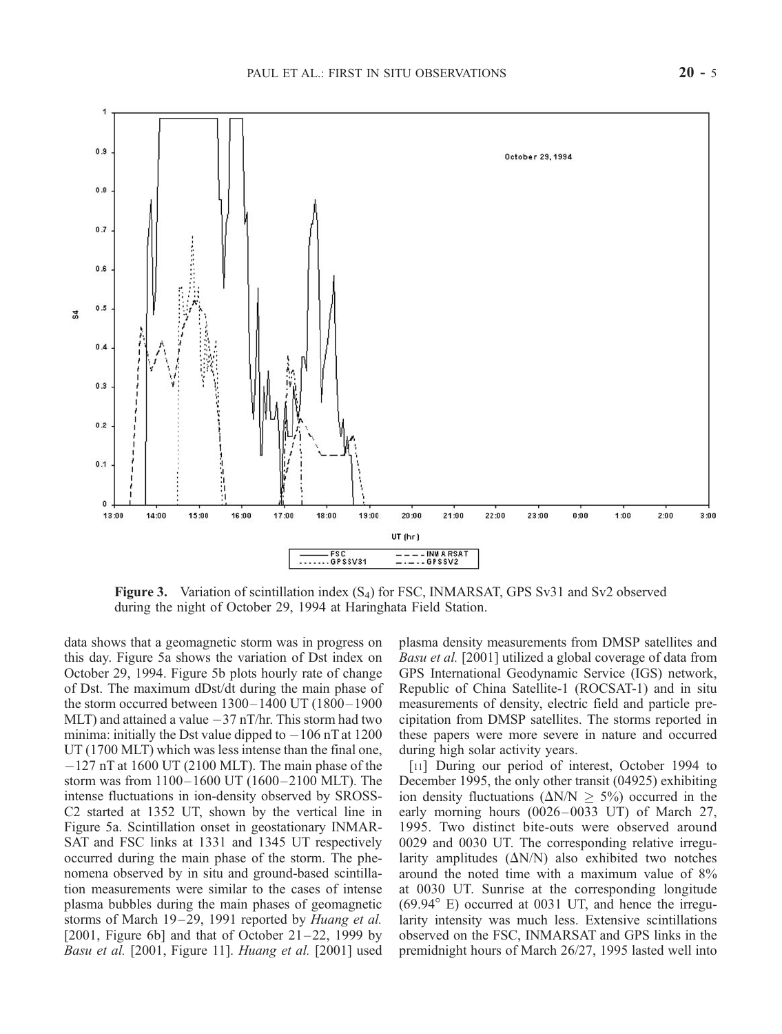**Figure 3.** Variation of scintillation index ($S_4$) for FSC, INMARSAT, GPS Sv31 and Sv2 observed during the night of October 29, 1994 at Haringhata Field Station.

data shows that a geomagnetic storm was in progress on this day. Figure 5a shows the variation of Dst index on October 29, 1994. Figure 5b plots hourly rate of change of Dst. The maximum dDst/dt during the main phase of the storm occurred between 1300–1400 UT (1800–1900 MLT) and attained a value −37 nT/hr. This storm had two minima: initially the Dst value dipped to −106 nT at 1200 UT (1700 MLT) which was less intense than the final one, −127 nT at 1600 UT (2100 MLT). The main phase of the storm was from 1100–1600 UT (1600–2100 MLT). The intense fluctuations in ion-density observed by SROSS-C2 started at 1352 UT, shown by the vertical line in Figure 5a. Scintillation onset in geostationary INMARSAT and FSC links at 1331 and 1345 UT respectively occurred during the main phase of the storm. The phenomena observed by in situ and ground-based scintillation measurements were similar to the cases of intense plasma bubbles during the main phases of geomagnetic storms of March 19–29, 1991 reported by *Huang et al.* [2001, Figure 6b] and that of October 21–22, 1999 by *Basu et al.* [2001, Figure 11]. *Huang et al.* [2001] used plasma density measurements from DMSP satellites and *Basu et al.* [2001] utilized a global coverage of data from GPS International Geodynamic Service (IGS) network, Republic of China Satellite-1 (ROCSAT-1) and in situ measurements of density, electric field and particle precipitation from DMSP satellites. The storms reported in these papers were more severe in nature and occurred during high solar activity years.

[11] During our period of interest, October 1994 to December 1995, the only other transit (04925) exhibiting ion density fluctuations ($\Delta N/N \geq 5\%$) occurred in the early morning hours (0026–0033 UT) of March 27, 1995. Two distinct bite-outs were observed around 0029 and 0030 UT. The corresponding relative irregularity amplitudes ($\Delta N/N$) also exhibited two notches around the noted time with a maximum value of 8% at 0030 UT. Sunrise at the corresponding longitude (69.94° E) occurred at 0031 UT, and hence the irregularity intensity was much less. Extensive scintillations observed on the FSC, INMARSAT and GPS links in the premidnight hours of March 26/27, 1995 lasted well into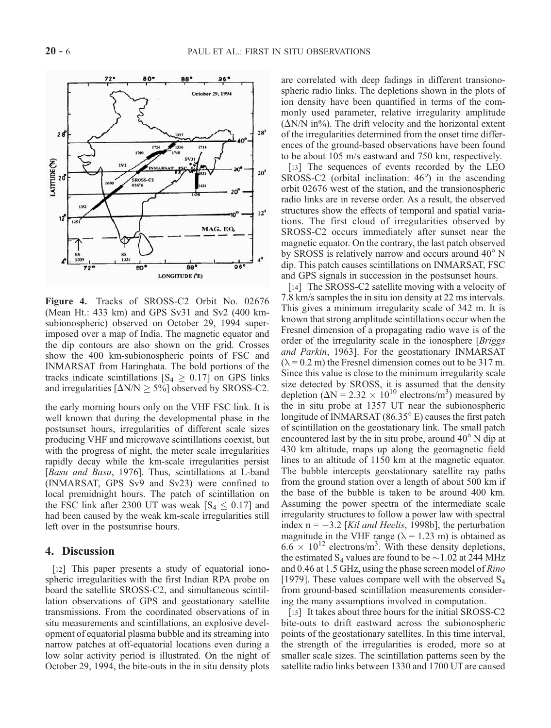**Figure 4.** Tracks of SROSS-C2 Orbit No. 02676 (Mean Ht.: 433 km) and GPS Sv31 and Sv2 (400 km-subionospheric) observed on October 29, 1994 superimposed over a map of India. The magnetic equator and the dip contours are also shown on the grid. Crosses show the 400 km-subionospheric points of FSC and INMARSAT from Haringhata. The bold portions of the tracks indicate scintillations [$S_4 \geq 0.17$] on GPS links and irregularities [$\Delta N/N \geq 5\%$] observed by SROSS-C2.

the early morning hours only on the VHF FSC link. It is well known that during the developmental phase in the postsunset hours, irregularities of different scale sizes producing VHF and microwave scintillations coexist, but with the progress of night, the meter scale irregularities rapidly decay while the km-scale irregularities persist [*Basu and Basu*, 1976]. Thus, scintillations at L-band (INMARSAT, GPS Sv9 and Sv23) were confined to local premidnight hours. The patch of scintillation on the FSC link after 2300 UT was weak [$S_4 \leq 0.17$] and had been caused by the weak km-scale irregularities still left over in the postsunrise hours.

## 4. Discussion

[12] This paper presents a study of equatorial ionospheric irregularities with the first Indian RPA probe on board the satellite SROSS-C2, and simultaneous scintillation observations of GPS and geostationary satellite transmissions. From the coordinated observations of in situ measurements and scintillations, an explosive development of equatorial plasma bubble and its streaming into narrow patches at off-equatorial locations even during a low solar activity period is illustrated. On the night of October 29, 1994, the bite-outs in the in situ density plots are correlated with deep fadings in different transionospheric radio links. The depletions shown in the plots of ion density have been quantified in terms of the commonly used parameter, relative irregularity amplitude ($\Delta N/N$ in%). The drift velocity and the horizontal extent of the irregularities determined from the onset time differences of the ground-based observations have been found to be about 105 m/s eastward and 750 km, respectively.

[13] The sequences of events recorded by the LEO SROSS-C2 (orbital inclination: 46°) in the ascending orbit 02676 west of the station, and the transionospheric radio links are in reverse order. As a result, the observed structures show the effects of temporal and spatial variations. The first cloud of irregularities observed by SROSS-C2 occurs immediately after sunset near the magnetic equator. On the contrary, the last patch observed by SROSS is relatively narrow and occurs around 40° N dip. This patch causes scintillations on INMARSAT, FSC and GPS signals in succession in the postsunset hours.

[14] The SROSS-C2 satellite moving with a velocity of 7.8 km/s samples the in situ ion density at 22 ms intervals. This gives a minimum irregularity scale of 342 m. It is known that strong amplitude scintillations occur when the Fresnel dimension of a propagating radio wave is of the order of the irregularity scale in the ionosphere [*Briggs and Parkin*, 1963]. For the geostationary INMARSAT ($\lambda = 0.2$ m) the Fresnel dimension comes out to be 317 m. Since this value is close to the minimum irregularity scale size detected by SROSS, it is assumed that the density depletion ($\Delta N = 2.32 \times 10^{10}$ electrons/m$^3$) measured by the in situ probe at 1357 UT near the subionospheric longitude of INMARSAT (86.35° E) causes the first patch of scintillation on the geostationary link. The small patch encountered last by the in situ probe, around 40° N dip at 430 km altitude, maps up along the geomagnetic field lines to an altitude of 1150 km at the magnetic equator. The bubble intercepts geostationary satellite ray paths from the ground station over a length of about 500 km if the base of the bubble is taken to be around 400 km. Assuming the power spectra of the intermediate scale irregularity structures to follow a power law with spectral index n = −3.2 [*Kil and Heelis*, 1998b], the perturbation magnitude in the VHF range ($\lambda = 1.23$ m) is obtained as $6.6 \times 10^{12}$ electrons/m$^3$. With these density depletions, the estimated $S_4$ values are found to be ~1.02 at 244 MHz and 0.46 at 1.5 GHz, using the phase screen model of *Rino* [1979]. These values compare well with the observed $S_4$ from ground-based scintillation measurements considering the many assumptions involved in computation.

[15] It takes about three hours for the initial SROSS-C2 bite-outs to drift eastward across the subionospheric points of the geostationary satellites. In this time interval, the strength of the irregularities is eroded, more so at smaller scale sizes. The scintillation patterns seen by the satellite radio links between 1330 and 1700 UT are caused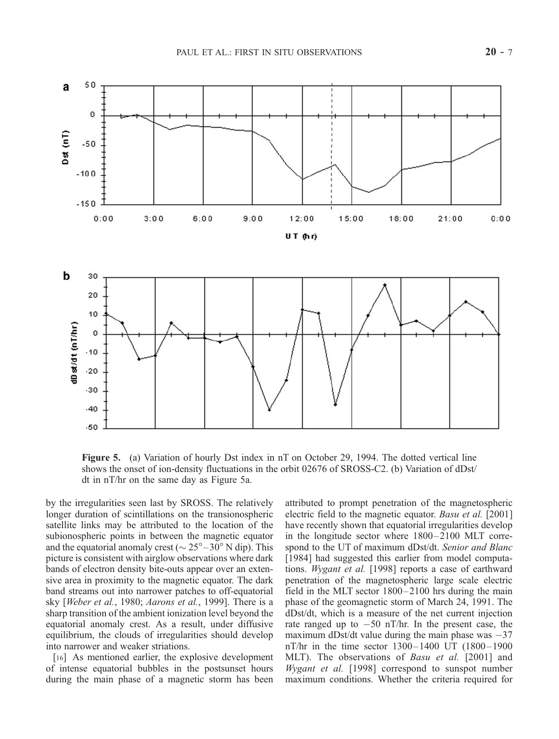Figure 5. (a) Variation of hourly Dst index in nT on October 29, 1994. The dotted vertical line shows the onset of ion-density fluctuations in the orbit 02676 of SROSS-C2. (b) Variation of dDst/dt in nT/hr on the same day as Figure 5a.

by the irregularities seen last by SROSS. The relatively longer duration of scintillations on the transionospheric satellite links may be attributed to the location of the subionospheric points in between the magnetic equator and the equatorial anomaly crest ($\sim 25^\circ$–$30^\circ$ N dip). This picture is consistent with airglow observations where dark bands of electron density bite-outs appear over an extensive area in proximity to the magnetic equator. The dark band streams out into narrower patches to off-equatorial sky [*Weber et al.*, 1980; *Aarons et al.*, 1999]. There is a sharp transition of the ambient ionization level beyond the equatorial anomaly crest. As a result, under diffusive equilibrium, the clouds of irregularities should develop into narrower and weaker striations.

[16] As mentioned earlier, the explosive development of intense equatorial bubbles in the postsunset hours during the main phase of a magnetic storm has been attributed to prompt penetration of the magnetospheric electric field to the magnetic equator. *Basu et al.* [2001] have recently shown that equatorial irregularities develop in the longitude sector where 1800–2100 MLT correspond to the UT of maximum dDst/dt. *Senior and Blanc* [1984] had suggested this earlier from model computations. *Wygant et al.* [1998] reports a case of earthward penetration of the magnetospheric large scale electric field in the MLT sector 1800–2100 hrs during the main phase of the geomagnetic storm of March 24, 1991. The dDst/dt, which is a measure of the net current injection rate ranged up to $-50$ nT/hr. In the present case, the maximum dDst/dt value during the main phase was $-37$ nT/hr in the time sector 1300–1400 UT (1800–1900 MLT). The observations of *Basu et al.* [2001] and *Wygant et al.* [1998] correspond to sunspot number maximum conditions. Whether the criteria required for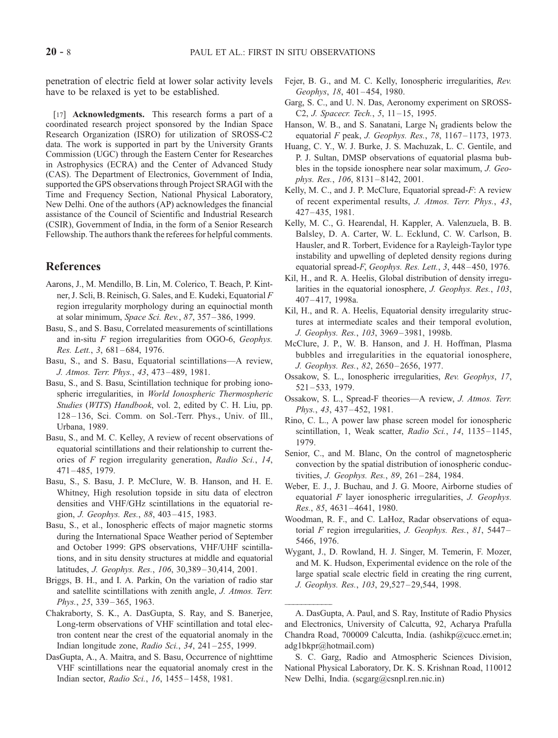penetration of electric field at lower solar activity levels have to be relaxed is yet to be established.

[17] **Acknowledgments.** This research forms a part of a coordinated research project sponsored by the Indian Space Research Organization (ISRO) for utilization of SROSS-C2 data. The work is supported in part by the University Grants Commission (UGC) through the Eastern Center for Researches in Astrophysics (ECRA) and the Center of Advanced Study (CAS). The Department of Electronics, Government of India, supported the GPS observations through Project SRAGI with the Time and Frequency Section, National Physical Laboratory, New Delhi. One of the authors (AP) acknowledges the financial assistance of the Council of Scientific and Industrial Research (CSIR), Government of India, in the form of a Senior Research Fellowship. The authors thank the referees for helpful comments.

## References

Aarons, J., M. Mendillo, B. Lin, M. Colerico, T. Beach, P. Kintner, J. Scli, B. Reinisch, G. Sales, and E. Kudeki, Equatorial *F* region irregularity morphology during an equinoctial month at solar minimum, *Space Sci. Rev.*, *87*, 357–386, 1999.

Basu, S., and S. Basu, Correlated measurements of scintillations and in-situ *F* region irregularities from OGO-6, *Geophys. Res. Lett.*, *3*, 681–684, 1976.

Basu, S., and S. Basu, Equatorial scintillations—A review, *J. Atmos. Terr. Phys.*, *43*, 473–489, 1981.

Basu, S., and S. Basu, Scintillation technique for probing ionospheric irregularities, in *World Ionospheric Thermospheric Studies* (*WITS*) *Handbook*, vol. 2, edited by C. H. Liu, pp. 128–136, Sci. Comm. on Sol.-Terr. Phys., Univ. of Ill., Urbana, 1989.

Basu, S., and M. C. Kelley, A review of recent observations of equatorial scintillations and their relationship to current theories of *F* region irregularity generation, *Radio Sci.*, *14*, 471–485, 1979.

Basu, S., S. Basu, J. P. McClure, W. B. Hanson, and H. E. Whitney, High resolution topside in situ data of electron densities and VHF/GHz scintillations in the equatorial region, *J. Geophys. Res.*, *88*, 403–415, 1983.

Basu, S., et al., Ionospheric effects of major magnetic storms during the International Space Weather period of September and October 1999: GPS observations, VHF/UHF scintillations, and in situ density structures at middle and equatorial latitudes, *J. Geophys. Res.*, *106*, 30,389–30,414, 2001.

Briggs, B. H., and I. A. Parkin, On the variation of radio star and satellite scintillations with zenith angle, *J. Atmos. Terr. Phys.*, *25*, 339–365, 1963.

Chakraborty, S. K., A. DasGupta, S. Ray, and S. Banerjee, Long-term observations of VHF scintillation and total electron content near the crest of the equatorial anomaly in the Indian longitude zone, *Radio Sci.*, *34*, 241–255, 1999.

DasGupta, A., A. Maitra, and S. Basu, Occurrence of nighttime VHF scintillations near the equatorial anomaly crest in the Indian sector, *Radio Sci.*, *16*, 1455–1458, 1981.

Fejer, B. G., and M. C. Kelly, Ionospheric irregularities, *Rev. Geophys*, *18*, 401–454, 1980.

Garg, S. C., and U. N. Das, Aeronomy experiment on SROSS-C2, *J. Spacecr. Tech.*, *5*, 11–15, 1995.

Hanson, W. B., and S. Sanatani, Large $N_I$ gradients below the equatorial *F* peak, *J. Geophys. Res.*, *78*, 1167–1173, 1973.

Huang, C. Y., W. J. Burke, J. S. Machuzak, L. C. Gentile, and P. J. Sultan, DMSP observations of equatorial plasma bubbles in the topside ionosphere near solar maximum, *J. Geophys. Res.*, *106*, 8131–8142, 2001.

Kelly, M. C., and J. P. McClure, Equatorial spread-*F*: A review of recent experimental results, *J. Atmos. Terr. Phys.*, *43*, 427–435, 1981.

Kelly, M. C., G. Hearendal, H. Kappler, A. Valenzuela, B. B. Balsley, D. A. Carter, W. L. Ecklund, C. W. Carlson, B. Hausler, and R. Torbert, Evidence for a Rayleigh-Taylor type instability and upwelling of depleted density regions during equatorial spread-*F*, *Geophys. Res. Lett.*, *3*, 448–450, 1976.

Kil, H., and R. A. Heelis, Global distribution of density irregularities in the equatorial ionosphere, *J. Geophys. Res.*, *103*, 407–417, 1998a.

Kil, H., and R. A. Heelis, Equatorial density irregularity structures at intermediate scales and their temporal evolution, *J. Geophys. Res.*, *103*, 3969–3981, 1998b.

McClure, J. P., W. B. Hanson, and J. H. Hoffman, Plasma bubbles and irregularities in the equatorial ionosphere, *J. Geophys. Res.*, *82*, 2650–2656, 1977.

Ossakow, S. L., Ionospheric irregularities, *Rev. Geophys*, *17*, 521–533, 1979.

Ossakow, S. L., Spread-F theories—A review, *J. Atmos. Terr. Phys.*, *43*, 437–452, 1981.

Rino, C. L., A power law phase screen model for ionospheric scintillation, 1, Weak scatter, *Radio Sci.*, *14*, 1135–1145, 1979.

Senior, C., and M. Blanc, On the control of magnetospheric convection by the spatial distribution of ionospheric conductivities, *J. Geophys. Res.*, *89*, 261–284, 1984.

Weber, E. J., J. Buchau, and J. G. Moore, Airborne studies of equatorial *F* layer ionospheric irregularities, *J. Geophys. Res.*, *85*, 4631–4641, 1980.

Woodman, R. F., and C. LaHoz, Radar observations of equatorial *F* region irregularities, *J. Geophys. Res.*, *81*, 5447–5466, 1976.

Wygant, J., D. Rowland, H. J. Singer, M. Temerin, F. Mozer, and M. K. Hudson, Experimental evidence on the role of the large spatial scale electric field in creating the ring current, *J. Geophys. Res.*, *103*, 29,527–29,544, 1998.

---

A. DasGupta, A. Paul, and S. Ray, Institute of Radio Physics and Electronics, University of Calcutta, 92, Acharya Prafulla Chandra Road, 700009 Calcutta, India. (ashikp@cucc.ernet.in; adg1bkpr@hotmail.com)

S. C. Garg, Radio and Atmospheric Sciences Division, National Physical Laboratory, Dr. K. S. Krishnan Road, 110012 New Delhi, India. (scgarg@csnpl.ren.nic.in)